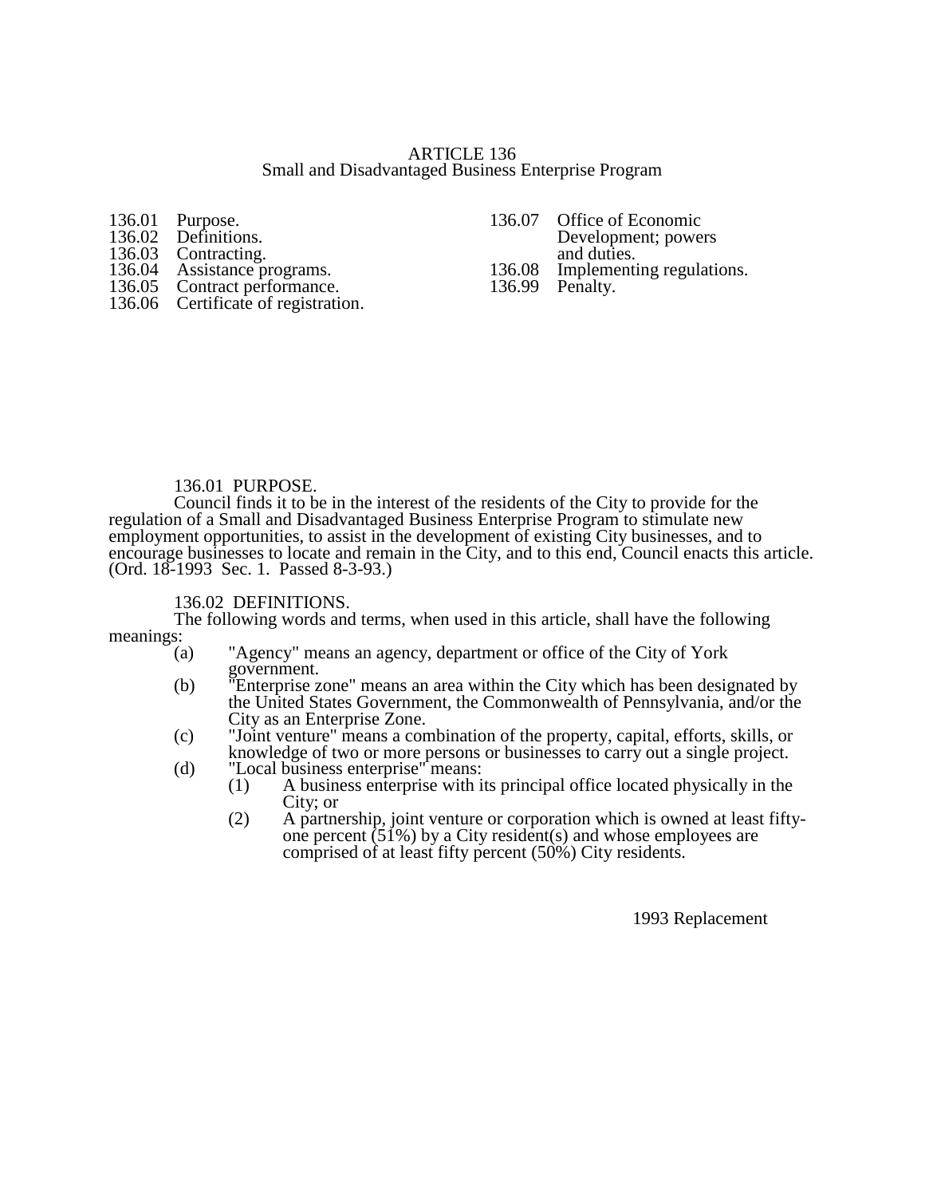# ARTICLE 136
## Small and Disadvantaged Business Enterprise Program

136.01 Purpose.
136.02 Definitions.
136.03 Contracting.
136.04 Assistance programs.
136.05 Contract performance.
136.06 Certificate of registration.
136.07 Office of Economic Development; powers and duties.
136.08 Implementing regulations.
136.99 Penalty.

### 136.01 PURPOSE.

Council finds it to be in the interest of the residents of the City to provide for the regulation of a Small and Disadvantaged Business Enterprise Program to stimulate new employment opportunities, to assist in the development of existing City businesses, and to encourage businesses to locate and remain in the City, and to this end, Council enacts this article.
(Ord. 18-1993 Sec. 1. Passed 8-3-93.)

### 136.02 DEFINITIONS.

The following words and terms, when used in this article, shall have the following meanings:

(a) "Agency" means an agency, department or office of the City of York government.

(b) "Enterprise zone" means an area within the City which has been designated by the United States Government, the Commonwealth of Pennsylvania, and/or the City as an Enterprise Zone.

(c) "Joint venture" means a combination of the property, capital, efforts, skills, or knowledge of two or more persons or businesses to carry out a single project.

(d) "Local business enterprise" means:

  (1) A business enterprise with its principal office located physically in the City; or

  (2) A partnership, joint venture or corporation which is owned at least fifty-one percent (51%) by a City resident(s) and whose employees are comprised of at least fifty percent (50%) City residents.

1993 Replacement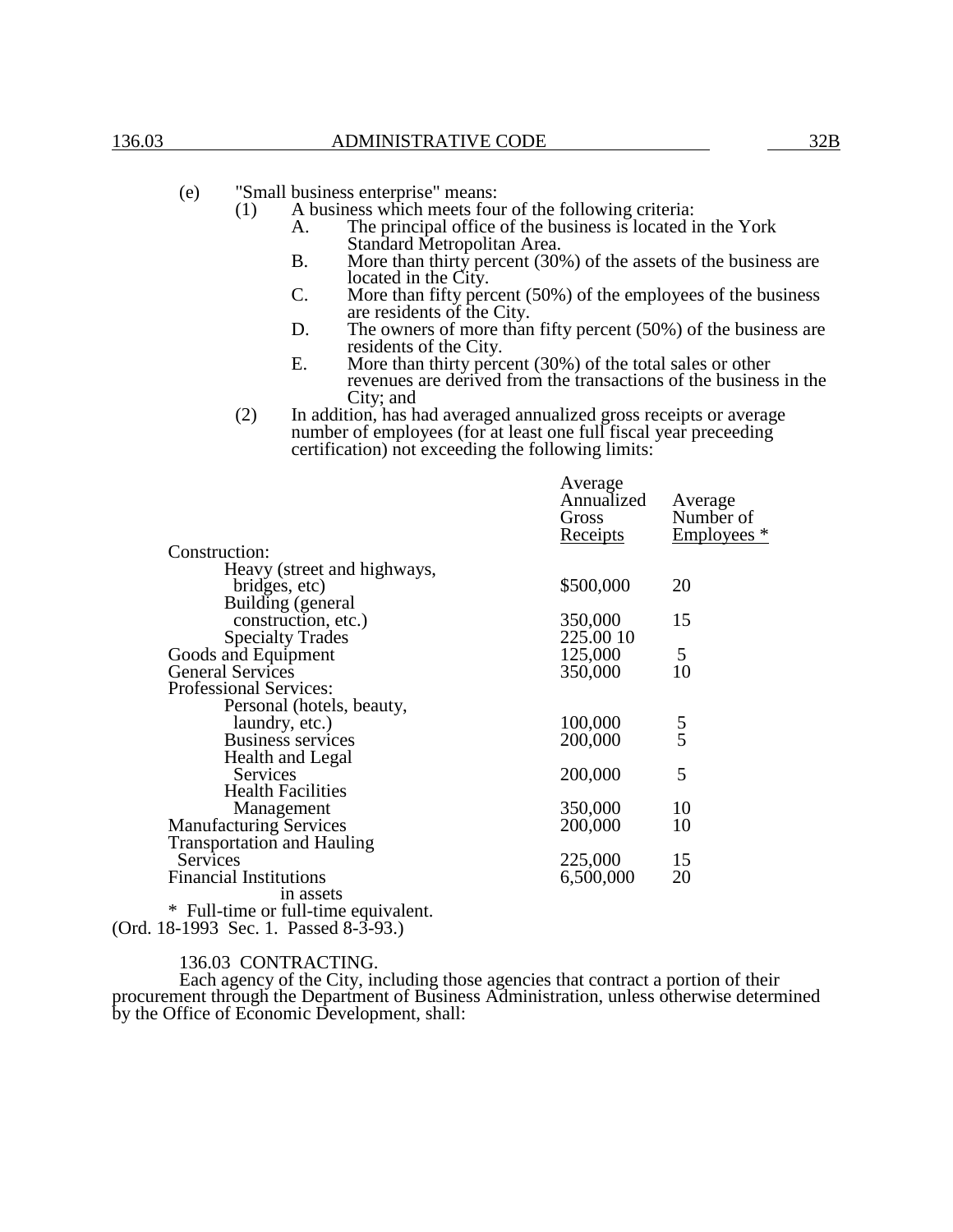(e) "Small business enterprise" means:

(1) A business which meets four of the following criteria:

A. The principal office of the business is located in the York Standard Metropolitan Area.

B. More than thirty percent (30%) of the assets of the business are located in the City.

C. More than fifty percent (50%) of the employees of the business are residents of the City.

D. The owners of more than fifty percent (50%) of the business are residents of the City.

E. More than thirty percent (30%) of the total sales or other revenues are derived from the transactions of the business in the City; and

(2) In addition, has had averaged annualized gross receipts or average number of employees (for at least one full fiscal year preceeding certification) not exceeding the following limits:

| | Average Annualized Gross Receipts | Average Number of Employees * |
|---|---|---|
| Construction: | | |
| Heavy (street and highways, bridges, etc) | $500,000 | 20 |
| Building (general construction, etc.) | 350,000 | 15 |
| Specialty Trades | 225.00 10 | |
| Goods and Equipment | 125,000 | 5 |
| General Services | 350,000 | 10 |
| Professional Services: | | |
| Personal (hotels, beauty, laundry, etc.) | 100,000 | 5 |
| Business services | 200,000 | 5 |
| Health and Legal Services | 200,000 | 5 |
| Health Facilities Management | 350,000 | 10 |
| Manufacturing Services | 200,000 | 10 |
| Transportation and Hauling Services | 225,000 | 15 |
| Financial Institutions in assets | 6,500,000 | 20 |

\* Full-time or full-time equivalent.

(Ord. 18-1993 Sec. 1. Passed 8-3-93.)

136.03 CONTRACTING.

Each agency of the City, including those agencies that contract a portion of their procurement through the Department of Business Administration, unless otherwise determined by the Office of Economic Development, shall: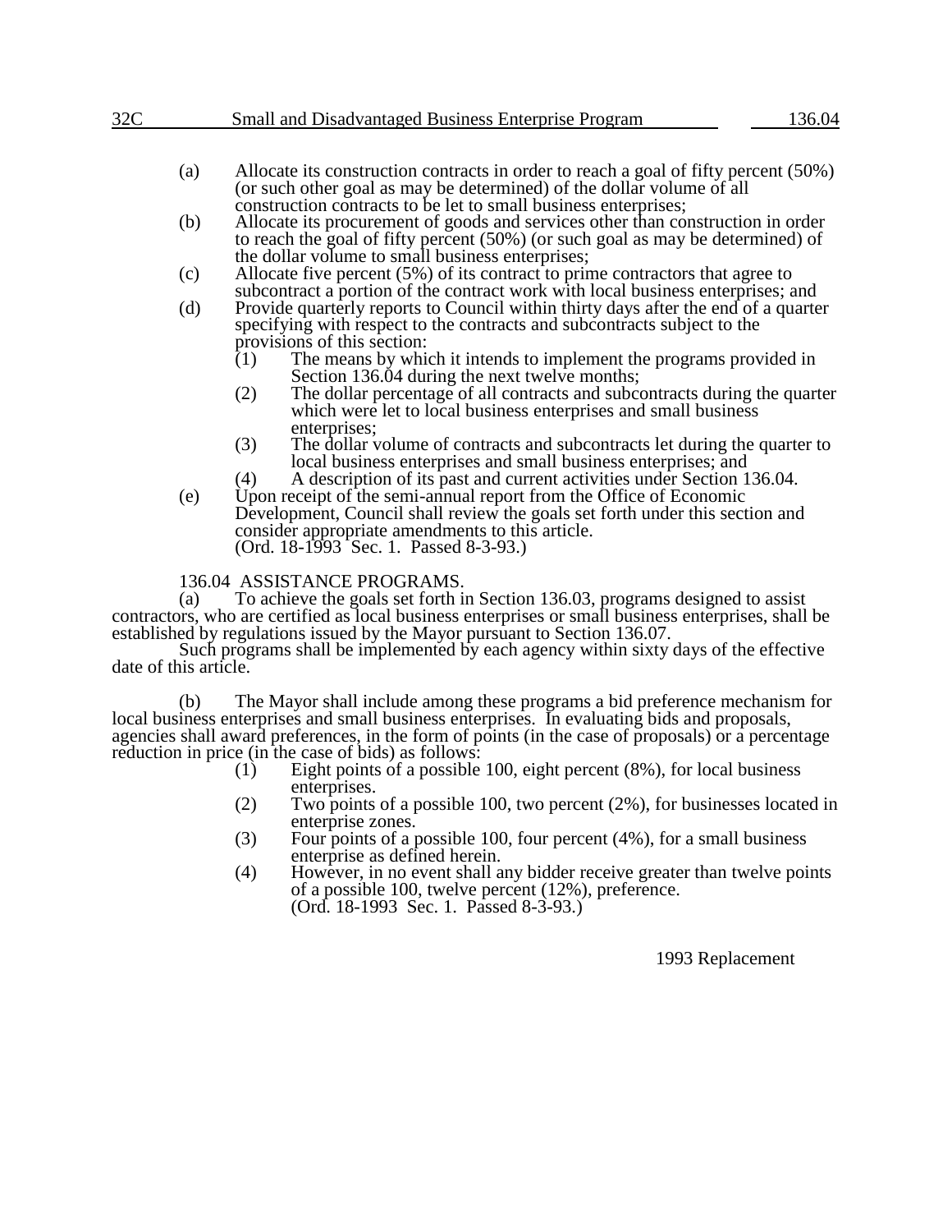(a) Allocate its construction contracts in order to reach a goal of fifty percent (50%) (or such other goal as may be determined) of the dollar volume of all construction contracts to be let to small business enterprises;

(b) Allocate its procurement of goods and services other than construction in order to reach the goal of fifty percent (50%) (or such goal as may be determined) of the dollar volume to small business enterprises;

(c) Allocate five percent (5%) of its contract to prime contractors that agree to subcontract a portion of the contract work with local business enterprises; and

(d) Provide quarterly reports to Council within thirty days after the end of a quarter specifying with respect to the contracts and subcontracts subject to the provisions of this section:

(1) The means by which it intends to implement the programs provided in Section 136.04 during the next twelve months;

(2) The dollar percentage of all contracts and subcontracts during the quarter which were let to local business enterprises and small business enterprises;

(3) The dollar volume of contracts and subcontracts let during the quarter to local business enterprises and small business enterprises; and

(4) A description of its past and current activities under Section 136.04.

(e) Upon receipt of the semi-annual report from the Office of Economic Development, Council shall review the goals set forth under this section and consider appropriate amendments to this article.
(Ord. 18-1993 Sec. 1. Passed 8-3-93.)

136.04 ASSISTANCE PROGRAMS.

(a) To achieve the goals set forth in Section 136.03, programs designed to assist contractors, who are certified as local business enterprises or small business enterprises, shall be established by regulations issued by the Mayor pursuant to Section 136.07.

Such programs shall be implemented by each agency within sixty days of the effective date of this article.

(b) The Mayor shall include among these programs a bid preference mechanism for local business enterprises and small business enterprises. In evaluating bids and proposals, agencies shall award preferences, in the form of points (in the case of proposals) or a percentage reduction in price (in the case of bids) as follows:

(1) Eight points of a possible 100, eight percent (8%), for local business enterprises.

(2) Two points of a possible 100, two percent (2%), for businesses located in enterprise zones.

(3) Four points of a possible 100, four percent (4%), for a small business enterprise as defined herein.

(4) However, in no event shall any bidder receive greater than twelve points of a possible 100, twelve percent (12%), preference.
(Ord. 18-1993 Sec. 1. Passed 8-3-93.)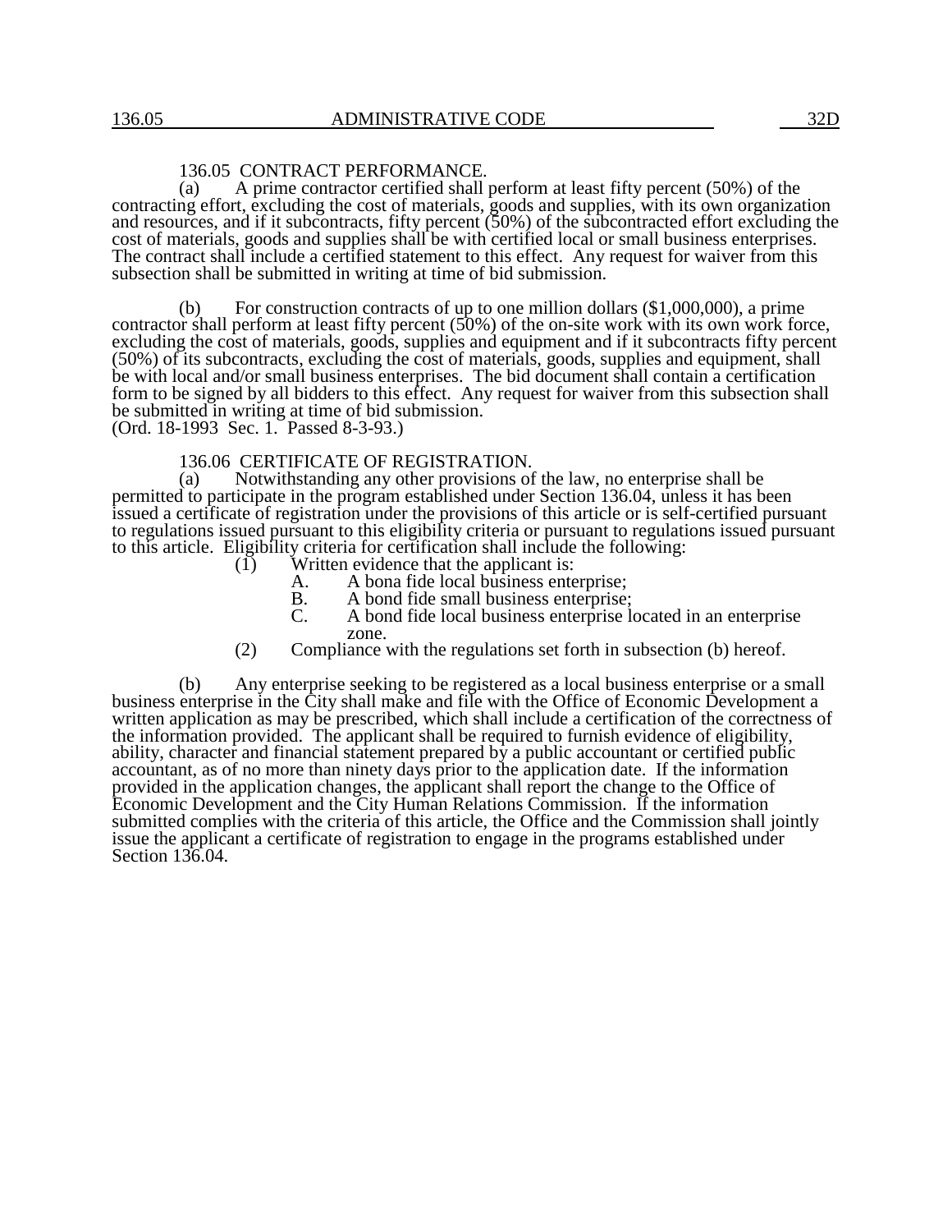### 136.05 CONTRACT PERFORMANCE.

(a) A prime contractor certified shall perform at least fifty percent (50%) of the contracting effort, excluding the cost of materials, goods and supplies, with its own organization and resources, and if it subcontracts, fifty percent (50%) of the subcontracted effort excluding the cost of materials, goods and supplies shall be with certified local or small business enterprises. The contract shall include a certified statement to this effect. Any request for waiver from this subsection shall be submitted in writing at time of bid submission.

(b) For construction contracts of up to one million dollars ($1,000,000), a prime contractor shall perform at least fifty percent (50%) of the on-site work with its own work force, excluding the cost of materials, goods, supplies and equipment and if it subcontracts fifty percent (50%) of its subcontracts, excluding the cost of materials, goods, supplies and equipment, shall be with local and/or small business enterprises. The bid document shall contain a certification form to be signed by all bidders to this effect. Any request for waiver from this subsection shall be submitted in writing at time of bid submission.
(Ord. 18-1993 Sec. 1. Passed 8-3-93.)

### 136.06 CERTIFICATE OF REGISTRATION.

(a) Notwithstanding any other provisions of the law, no enterprise shall be permitted to participate in the program established under Section 136.04, unless it has been issued a certificate of registration under the provisions of this article or is self-certified pursuant to regulations issued pursuant to this eligibility criteria or pursuant to regulations issued pursuant to this article. Eligibility criteria for certification shall include the following:

(1) Written evidence that the applicant is:
  A. A bona fide local business enterprise;
  B. A bond fide small business enterprise;
  C. A bond fide local business enterprise located in an enterprise zone.

(2) Compliance with the regulations set forth in subsection (b) hereof.

(b) Any enterprise seeking to be registered as a local business enterprise or a small business enterprise in the City shall make and file with the Office of Economic Development a written application as may be prescribed, which shall include a certification of the correctness of the information provided. The applicant shall be required to furnish evidence of eligibility, ability, character and financial statement prepared by a public accountant or certified public accountant, as of no more than ninety days prior to the application date. If the information provided in the application changes, the applicant shall report the change to the Office of Economic Development and the City Human Relations Commission. If the information submitted complies with the criteria of this article, the Office and the Commission shall jointly issue the applicant a certificate of registration to engage in the programs established under Section 136.04.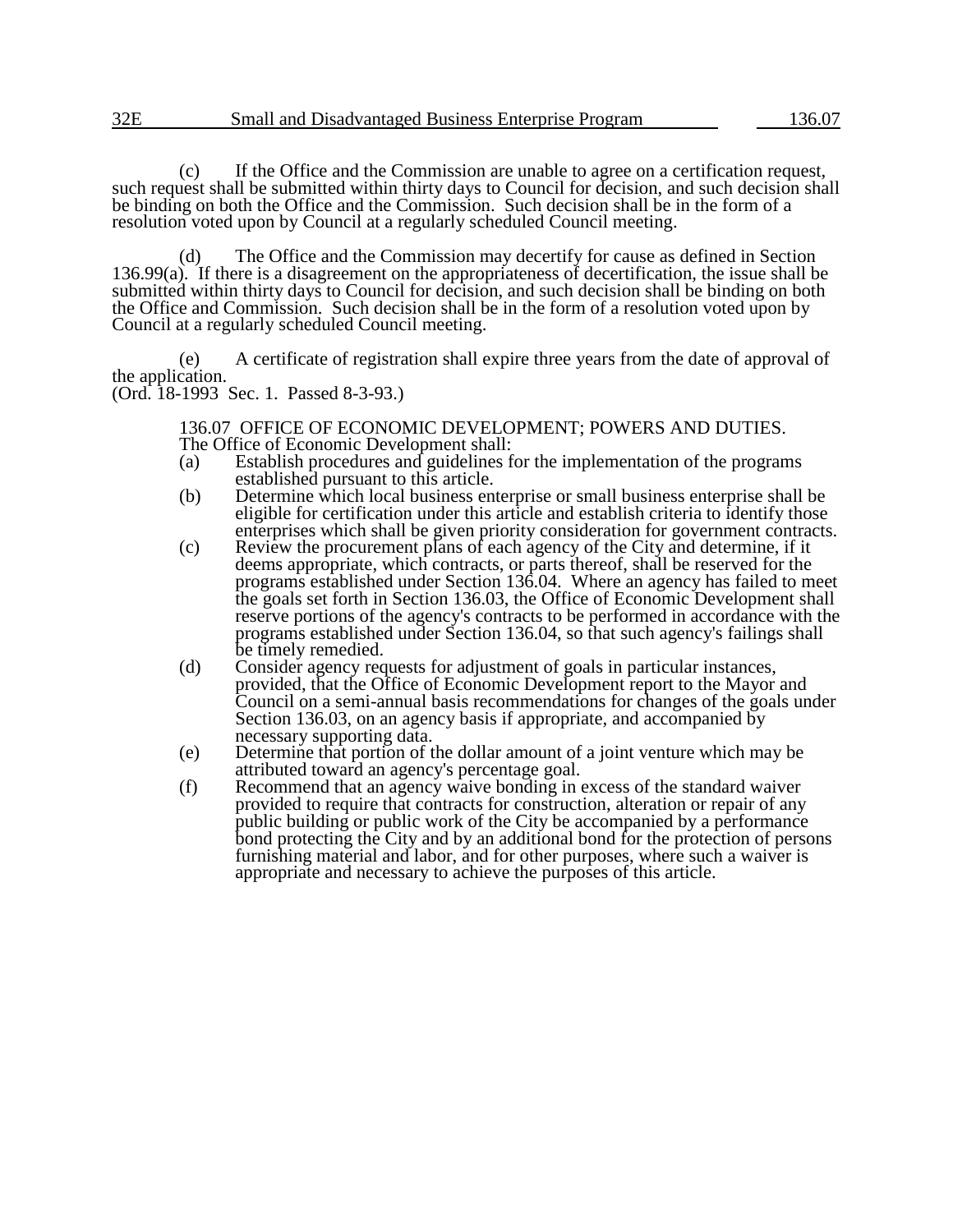(c) If the Office and the Commission are unable to agree on a certification request, such request shall be submitted within thirty days to Council for decision, and such decision shall be binding on both the Office and the Commission. Such decision shall be in the form of a resolution voted upon by Council at a regularly scheduled Council meeting.

(d) The Office and the Commission may decertify for cause as defined in Section 136.99(a). If there is a disagreement on the appropriateness of decertification, the issue shall be submitted within thirty days to Council for decision, and such decision shall be binding on both the Office and Commission. Such decision shall be in the form of a resolution voted upon by Council at a regularly scheduled Council meeting.

(e) A certificate of registration shall expire three years from the date of approval of the application.
(Ord. 18-1993 Sec. 1. Passed 8-3-93.)

136.07 OFFICE OF ECONOMIC DEVELOPMENT; POWERS AND DUTIES.
The Office of Economic Development shall:

(a) Establish procedures and guidelines for the implementation of the programs established pursuant to this article.

(b) Determine which local business enterprise or small business enterprise shall be eligible for certification under this article and establish criteria to identify those enterprises which shall be given priority consideration for government contracts.

(c) Review the procurement plans of each agency of the City and determine, if it deems appropriate, which contracts, or parts thereof, shall be reserved for the programs established under Section 136.04. Where an agency has failed to meet the goals set forth in Section 136.03, the Office of Economic Development shall reserve portions of the agency's contracts to be performed in accordance with the programs established under Section 136.04, so that such agency's failings shall be timely remedied.

(d) Consider agency requests for adjustment of goals in particular instances, provided, that the Office of Economic Development report to the Mayor and Council on a semi-annual basis recommendations for changes of the goals under Section 136.03, on an agency basis if appropriate, and accompanied by necessary supporting data.

(e) Determine that portion of the dollar amount of a joint venture which may be attributed toward an agency's percentage goal.

(f) Recommend that an agency waive bonding in excess of the standard waiver provided to require that contracts for construction, alteration or repair of any public building or public work of the City be accompanied by a performance bond protecting the City and by an additional bond for the protection of persons furnishing material and labor, and for other purposes, where such a waiver is appropriate and necessary to achieve the purposes of this article.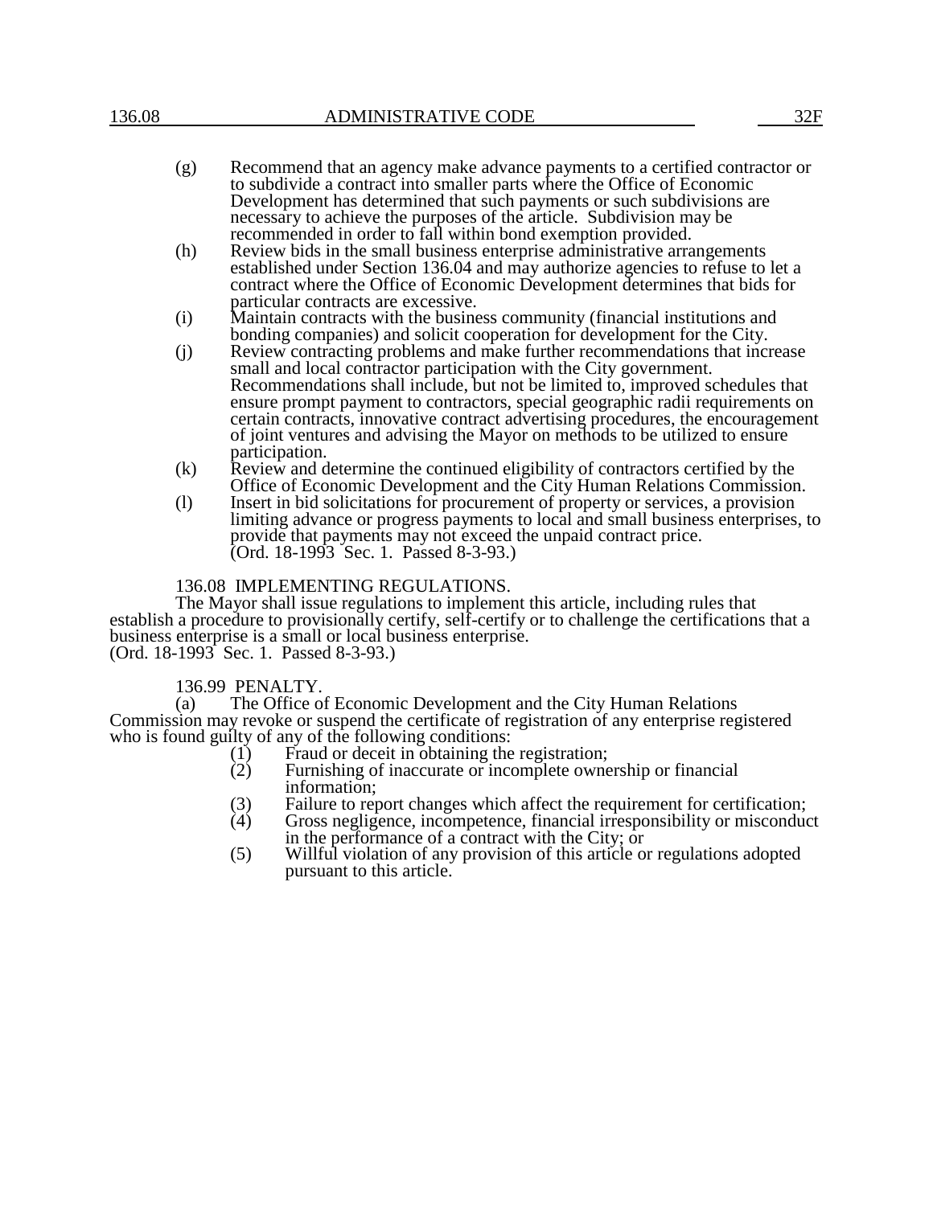(g) Recommend that an agency make advance payments to a certified contractor or to subdivide a contract into smaller parts where the Office of Economic Development has determined that such payments or such subdivisions are necessary to achieve the purposes of the article. Subdivision may be recommended in order to fall within bond exemption provided.

(h) Review bids in the small business enterprise administrative arrangements established under Section 136.04 and may authorize agencies to refuse to let a contract where the Office of Economic Development determines that bids for particular contracts are excessive.

(i) Maintain contracts with the business community (financial institutions and bonding companies) and solicit cooperation for development for the City.

(j) Review contracting problems and make further recommendations that increase small and local contractor participation with the City government. Recommendations shall include, but not be limited to, improved schedules that ensure prompt payment to contractors, special geographic radii requirements on certain contracts, innovative contract advertising procedures, the encouragement of joint ventures and advising the Mayor on methods to be utilized to ensure participation.

(k) Review and determine the continued eligibility of contractors certified by the Office of Economic Development and the City Human Relations Commission.

(l) Insert in bid solicitations for procurement of property or services, a provision limiting advance or progress payments to local and small business enterprises, to provide that payments may not exceed the unpaid contract price.
(Ord. 18-1993 Sec. 1. Passed 8-3-93.)

## 136.08 IMPLEMENTING REGULATIONS.

The Mayor shall issue regulations to implement this article, including rules that establish a procedure to provisionally certify, self-certify or to challenge the certifications that a business enterprise is a small or local business enterprise.
(Ord. 18-1993 Sec. 1. Passed 8-3-93.)

## 136.99 PENALTY.

(a) The Office of Economic Development and the City Human Relations Commission may revoke or suspend the certificate of registration of any enterprise registered who is found guilty of any of the following conditions:

(1) Fraud or deceit in obtaining the registration;

(2) Furnishing of inaccurate or incomplete ownership or financial information;

(3) Failure to report changes which affect the requirement for certification;

(4) Gross negligence, incompetence, financial irresponsibility or misconduct in the performance of a contract with the City; or

(5) Willful violation of any provision of this article or regulations adopted pursuant to this article.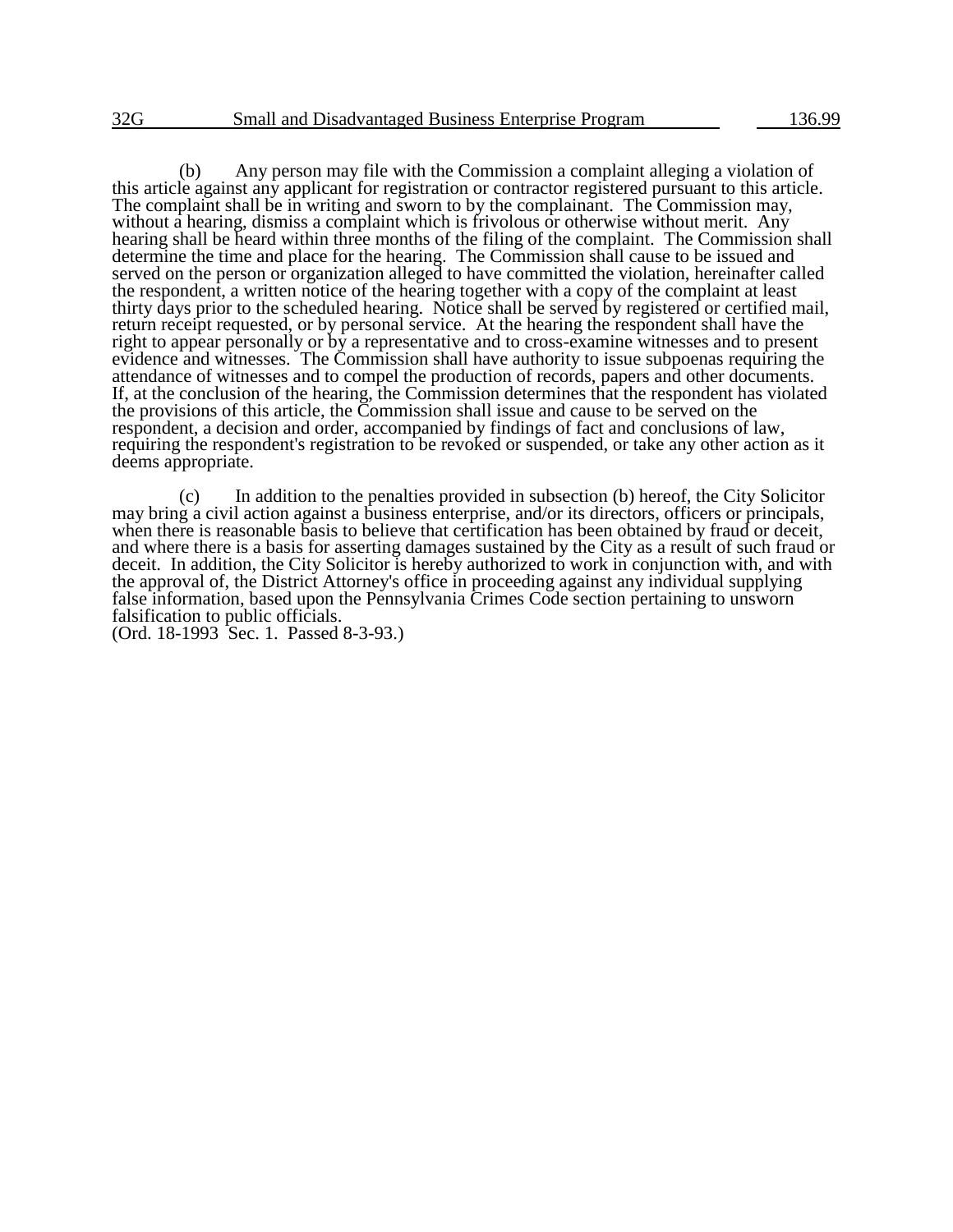(b) Any person may file with the Commission a complaint alleging a violation of this article against any applicant for registration or contractor registered pursuant to this article. The complaint shall be in writing and sworn to by the complainant. The Commission may, without a hearing, dismiss a complaint which is frivolous or otherwise without merit. Any hearing shall be heard within three months of the filing of the complaint. The Commission shall determine the time and place for the hearing. The Commission shall cause to be issued and served on the person or organization alleged to have committed the violation, hereinafter called the respondent, a written notice of the hearing together with a copy of the complaint at least thirty days prior to the scheduled hearing. Notice shall be served by registered or certified mail, return receipt requested, or by personal service. At the hearing the respondent shall have the right to appear personally or by a representative and to cross-examine witnesses and to present evidence and witnesses. The Commission shall have authority to issue subpoenas requiring the attendance of witnesses and to compel the production of records, papers and other documents. If, at the conclusion of the hearing, the Commission determines that the respondent has violated the provisions of this article, the Commission shall issue and cause to be served on the respondent, a decision and order, accompanied by findings of fact and conclusions of law, requiring the respondent's registration to be revoked or suspended, or take any other action as it deems appropriate.

(c) In addition to the penalties provided in subsection (b) hereof, the City Solicitor may bring a civil action against a business enterprise, and/or its directors, officers or principals, when there is reasonable basis to believe that certification has been obtained by fraud or deceit, and where there is a basis for asserting damages sustained by the City as a result of such fraud or deceit. In addition, the City Solicitor is hereby authorized to work in conjunction with, and with the approval of, the District Attorney's office in proceeding against any individual supplying false information, based upon the Pennsylvania Crimes Code section pertaining to unsworn falsification to public officials.
(Ord. 18-1993 Sec. 1. Passed 8-3-93.)